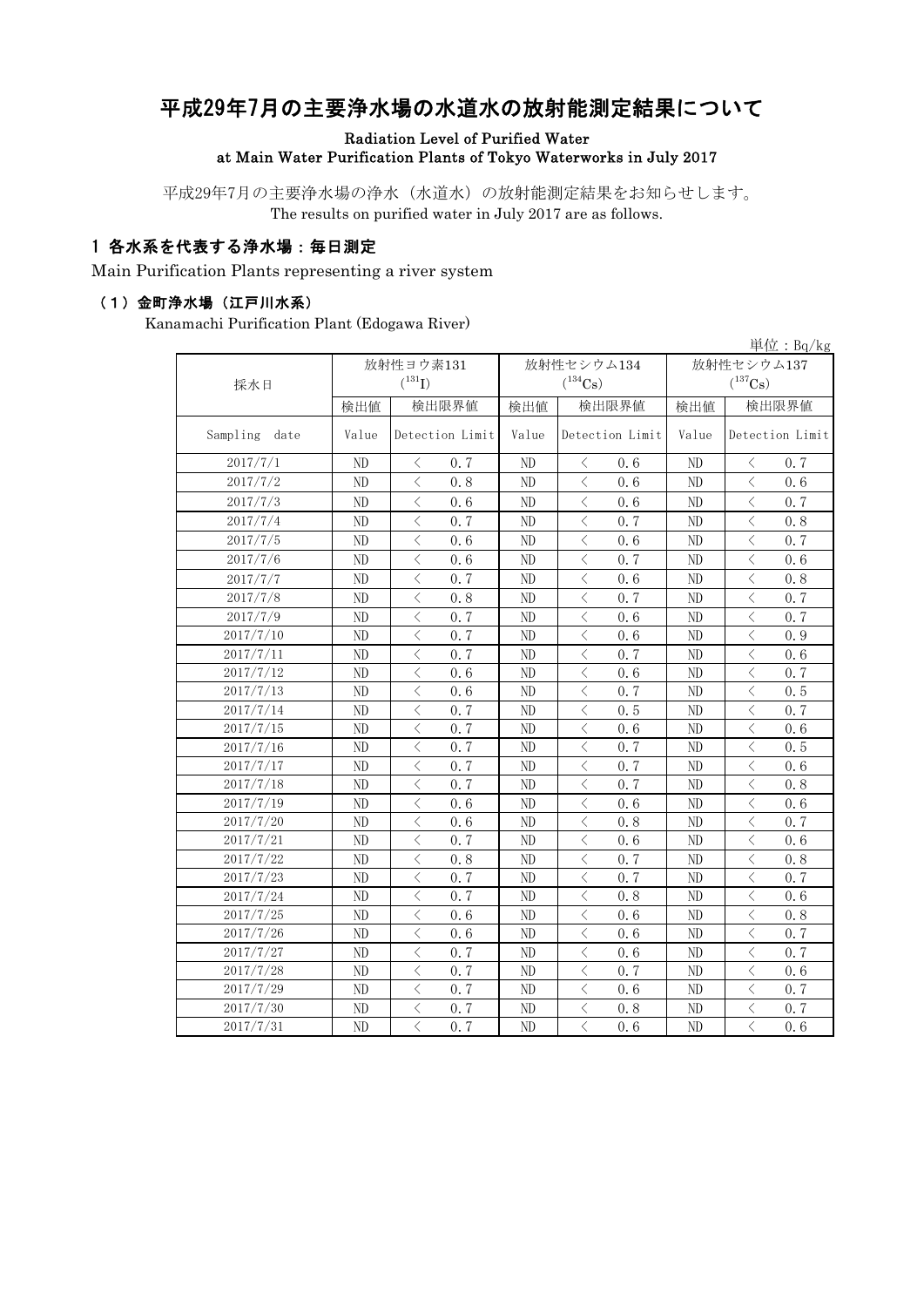# 平成29年7月の主要浄水場の水道水の放射能測定結果について

Radiation Level of Purified Water
at Main Water Purification Plants of Tokyo Waterworks in July 2017

平成29年7月の主要浄水場の浄水（水道水）の放射能測定結果をお知らせします。
The results on purified water in July 2017 are as follows.

## 1 各水系を代表する浄水場：毎日測定

Main Purification Plants representing a river system

### （1）金町浄水場（江戸川水系）

Kanamachi Purification Plant (Edogawa River)

単位：Bq/kg

| 採水日 | 放射性ヨウ素131 ($^{131}$I) | | 放射性セシウム134 ($^{134}$Cs) | | 放射性セシウム137 ($^{137}$Cs) | |
|---|---|---|---|---|---|---|
| | 検出値 | 検出限界値 | 検出値 | 検出限界値 | 検出値 | 検出限界値 |
| Sampling date | Value | Detection Limit | Value | Detection Limit | Value | Detection Limit |
| 2017/7/1 | ND | ＜ 0.7 | ND | ＜ 0.6 | ND | ＜ 0.7 |
| 2017/7/2 | ND | ＜ 0.8 | ND | ＜ 0.6 | ND | ＜ 0.6 |
| 2017/7/3 | ND | ＜ 0.6 | ND | ＜ 0.6 | ND | ＜ 0.7 |
| 2017/7/4 | ND | ＜ 0.7 | ND | ＜ 0.7 | ND | ＜ 0.8 |
| 2017/7/5 | ND | ＜ 0.6 | ND | ＜ 0.6 | ND | ＜ 0.7 |
| 2017/7/6 | ND | ＜ 0.6 | ND | ＜ 0.7 | ND | ＜ 0.6 |
| 2017/7/7 | ND | ＜ 0.7 | ND | ＜ 0.6 | ND | ＜ 0.8 |
| 2017/7/8 | ND | ＜ 0.8 | ND | ＜ 0.7 | ND | ＜ 0.7 |
| 2017/7/9 | ND | ＜ 0.7 | ND | ＜ 0.6 | ND | ＜ 0.7 |
| 2017/7/10 | ND | ＜ 0.7 | ND | ＜ 0.6 | ND | ＜ 0.9 |
| 2017/7/11 | ND | ＜ 0.7 | ND | ＜ 0.7 | ND | ＜ 0.6 |
| 2017/7/12 | ND | ＜ 0.6 | ND | ＜ 0.6 | ND | ＜ 0.7 |
| 2017/7/13 | ND | ＜ 0.6 | ND | ＜ 0.7 | ND | ＜ 0.5 |
| 2017/7/14 | ND | ＜ 0.7 | ND | ＜ 0.5 | ND | ＜ 0.7 |
| 2017/7/15 | ND | ＜ 0.7 | ND | ＜ 0.6 | ND | ＜ 0.6 |
| 2017/7/16 | ND | ＜ 0.7 | ND | ＜ 0.7 | ND | ＜ 0.5 |
| 2017/7/17 | ND | ＜ 0.7 | ND | ＜ 0.7 | ND | ＜ 0.6 |
| 2017/7/18 | ND | ＜ 0.7 | ND | ＜ 0.7 | ND | ＜ 0.8 |
| 2017/7/19 | ND | ＜ 0.6 | ND | ＜ 0.6 | ND | ＜ 0.6 |
| 2017/7/20 | ND | ＜ 0.6 | ND | ＜ 0.8 | ND | ＜ 0.7 |
| 2017/7/21 | ND | ＜ 0.7 | ND | ＜ 0.6 | ND | ＜ 0.6 |
| 2017/7/22 | ND | ＜ 0.8 | ND | ＜ 0.7 | ND | ＜ 0.8 |
| 2017/7/23 | ND | ＜ 0.7 | ND | ＜ 0.7 | ND | ＜ 0.7 |
| 2017/7/24 | ND | ＜ 0.7 | ND | ＜ 0.8 | ND | ＜ 0.6 |
| 2017/7/25 | ND | ＜ 0.6 | ND | ＜ 0.6 | ND | ＜ 0.8 |
| 2017/7/26 | ND | ＜ 0.6 | ND | ＜ 0.6 | ND | ＜ 0.7 |
| 2017/7/27 | ND | ＜ 0.7 | ND | ＜ 0.6 | ND | ＜ 0.7 |
| 2017/7/28 | ND | ＜ 0.7 | ND | ＜ 0.7 | ND | ＜ 0.6 |
| 2017/7/29 | ND | ＜ 0.7 | ND | ＜ 0.6 | ND | ＜ 0.7 |
| 2017/7/30 | ND | ＜ 0.7 | ND | ＜ 0.8 | ND | ＜ 0.7 |
| 2017/7/31 | ND | ＜ 0.7 | ND | ＜ 0.6 | ND | ＜ 0.6 |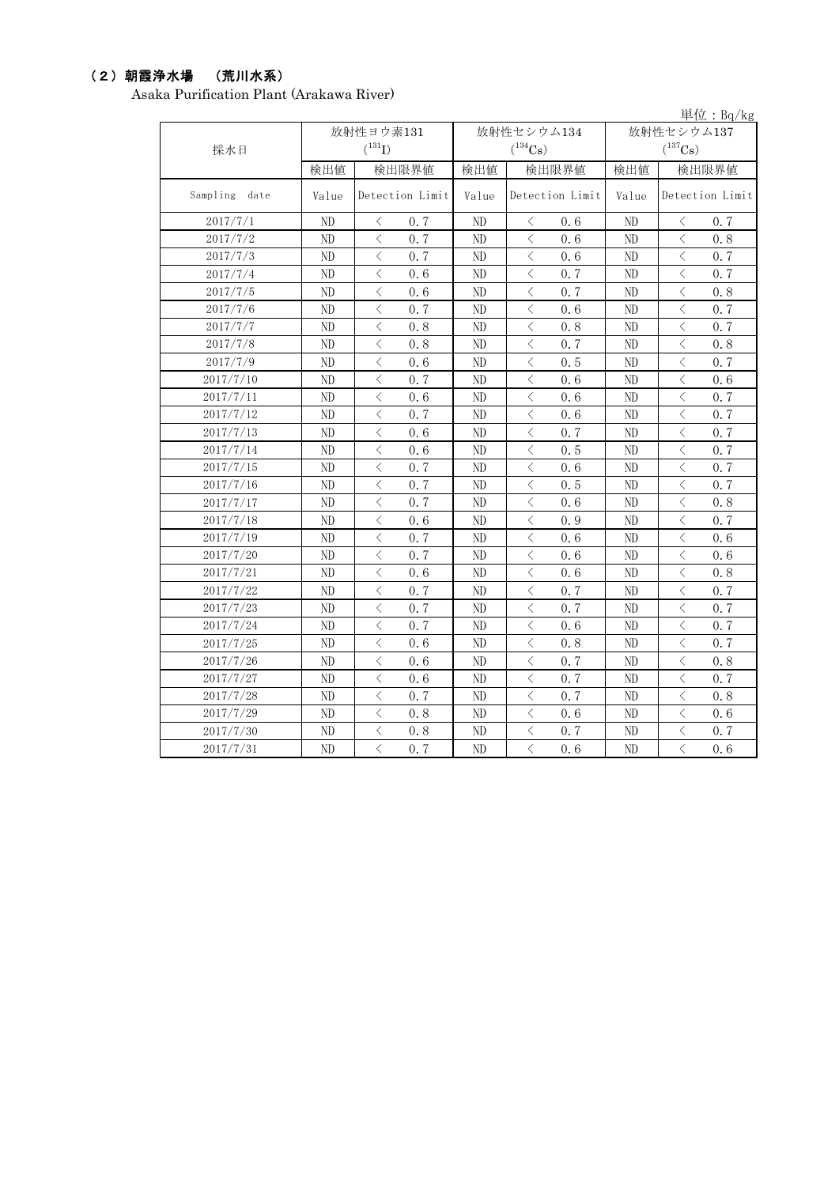## （2）朝霞浄水場　（荒川水系）

Asaka Purification Plant (Arakawa River)

単位：Bq/kg

| 採水日 | 放射性ヨウ素131 ($^{131}I$) | | 放射性セシウム134 ($^{134}Cs$) | | 放射性セシウム137 ($^{137}Cs$) | |
|---|---|---|---|---|---|---|
| | 検出値 | 検出限界値 | 検出値 | 検出限界値 | 検出値 | 検出限界値 |
| Sampling date | Value | Detection Limit | Value | Detection Limit | Value | Detection Limit |
| 2017/7/1 | ND | ＜ 0.7 | ND | ＜ 0.6 | ND | ＜ 0.7 |
| 2017/7/2 | ND | ＜ 0.7 | ND | ＜ 0.6 | ND | ＜ 0.8 |
| 2017/7/3 | ND | ＜ 0.7 | ND | ＜ 0.6 | ND | ＜ 0.7 |
| 2017/7/4 | ND | ＜ 0.6 | ND | ＜ 0.7 | ND | ＜ 0.7 |
| 2017/7/5 | ND | ＜ 0.6 | ND | ＜ 0.7 | ND | ＜ 0.8 |
| 2017/7/6 | ND | ＜ 0.7 | ND | ＜ 0.6 | ND | ＜ 0.7 |
| 2017/7/7 | ND | ＜ 0.8 | ND | ＜ 0.8 | ND | ＜ 0.7 |
| 2017/7/8 | ND | ＜ 0.8 | ND | ＜ 0.7 | ND | ＜ 0.8 |
| 2017/7/9 | ND | ＜ 0.6 | ND | ＜ 0.5 | ND | ＜ 0.7 |
| 2017/7/10 | ND | ＜ 0.7 | ND | ＜ 0.6 | ND | ＜ 0.6 |
| 2017/7/11 | ND | ＜ 0.6 | ND | ＜ 0.6 | ND | ＜ 0.7 |
| 2017/7/12 | ND | ＜ 0.7 | ND | ＜ 0.6 | ND | ＜ 0.7 |
| 2017/7/13 | ND | ＜ 0.6 | ND | ＜ 0.7 | ND | ＜ 0.7 |
| 2017/7/14 | ND | ＜ 0.6 | ND | ＜ 0.5 | ND | ＜ 0.7 |
| 2017/7/15 | ND | ＜ 0.7 | ND | ＜ 0.6 | ND | ＜ 0.7 |
| 2017/7/16 | ND | ＜ 0.7 | ND | ＜ 0.5 | ND | ＜ 0.7 |
| 2017/7/17 | ND | ＜ 0.7 | ND | ＜ 0.6 | ND | ＜ 0.8 |
| 2017/7/18 | ND | ＜ 0.6 | ND | ＜ 0.9 | ND | ＜ 0.7 |
| 2017/7/19 | ND | ＜ 0.7 | ND | ＜ 0.6 | ND | ＜ 0.6 |
| 2017/7/20 | ND | ＜ 0.7 | ND | ＜ 0.6 | ND | ＜ 0.6 |
| 2017/7/21 | ND | ＜ 0.6 | ND | ＜ 0.6 | ND | ＜ 0.8 |
| 2017/7/22 | ND | ＜ 0.7 | ND | ＜ 0.7 | ND | ＜ 0.7 |
| 2017/7/23 | ND | ＜ 0.7 | ND | ＜ 0.7 | ND | ＜ 0.7 |
| 2017/7/24 | ND | ＜ 0.7 | ND | ＜ 0.6 | ND | ＜ 0.7 |
| 2017/7/25 | ND | ＜ 0.6 | ND | ＜ 0.8 | ND | ＜ 0.7 |
| 2017/7/26 | ND | ＜ 0.6 | ND | ＜ 0.7 | ND | ＜ 0.8 |
| 2017/7/27 | ND | ＜ 0.6 | ND | ＜ 0.7 | ND | ＜ 0.7 |
| 2017/7/28 | ND | ＜ 0.7 | ND | ＜ 0.7 | ND | ＜ 0.8 |
| 2017/7/29 | ND | ＜ 0.8 | ND | ＜ 0.6 | ND | ＜ 0.6 |
| 2017/7/30 | ND | ＜ 0.8 | ND | ＜ 0.7 | ND | ＜ 0.7 |
| 2017/7/31 | ND | ＜ 0.7 | ND | ＜ 0.6 | ND | ＜ 0.6 |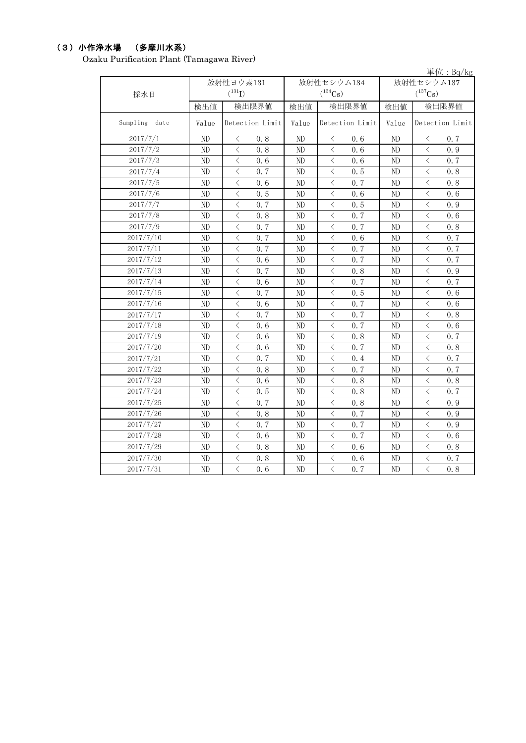### （３）小作浄水場　（多摩川水系）

Ozaku Purification Plant (Tamagawa River)

単位：Bq/kg

| 採水日 | 放射性ヨウ素131 ($^{131}I$) | | 放射性セシウム134 ($^{134}Cs$) | | 放射性セシウム137 ($^{137}Cs$) | |
|---|---|---|---|---|---|---|
| | 検出値 | 検出限界値 | 検出値 | 検出限界値 | 検出値 | 検出限界値 |
| Sampling date | Value | Detection Limit | Value | Detection Limit | Value | Detection Limit |
| 2017/7/1 | ND | ＜ 0.8 | ND | ＜ 0.6 | ND | ＜ 0.7 |
| 2017/7/2 | ND | ＜ 0.8 | ND | ＜ 0.6 | ND | ＜ 0.9 |
| 2017/7/3 | ND | ＜ 0.6 | ND | ＜ 0.6 | ND | ＜ 0.7 |
| 2017/7/4 | ND | ＜ 0.7 | ND | ＜ 0.5 | ND | ＜ 0.8 |
| 2017/7/5 | ND | ＜ 0.6 | ND | ＜ 0.7 | ND | ＜ 0.8 |
| 2017/7/6 | ND | ＜ 0.5 | ND | ＜ 0.6 | ND | ＜ 0.6 |
| 2017/7/7 | ND | ＜ 0.7 | ND | ＜ 0.5 | ND | ＜ 0.9 |
| 2017/7/8 | ND | ＜ 0.8 | ND | ＜ 0.7 | ND | ＜ 0.6 |
| 2017/7/9 | ND | ＜ 0.7 | ND | ＜ 0.7 | ND | ＜ 0.8 |
| 2017/7/10 | ND | ＜ 0.7 | ND | ＜ 0.6 | ND | ＜ 0.7 |
| 2017/7/11 | ND | ＜ 0.7 | ND | ＜ 0.7 | ND | ＜ 0.7 |
| 2017/7/12 | ND | ＜ 0.6 | ND | ＜ 0.7 | ND | ＜ 0.7 |
| 2017/7/13 | ND | ＜ 0.7 | ND | ＜ 0.8 | ND | ＜ 0.9 |
| 2017/7/14 | ND | ＜ 0.6 | ND | ＜ 0.7 | ND | ＜ 0.7 |
| 2017/7/15 | ND | ＜ 0.7 | ND | ＜ 0.5 | ND | ＜ 0.6 |
| 2017/7/16 | ND | ＜ 0.6 | ND | ＜ 0.7 | ND | ＜ 0.6 |
| 2017/7/17 | ND | ＜ 0.7 | ND | ＜ 0.7 | ND | ＜ 0.8 |
| 2017/7/18 | ND | ＜ 0.6 | ND | ＜ 0.7 | ND | ＜ 0.6 |
| 2017/7/19 | ND | ＜ 0.6 | ND | ＜ 0.8 | ND | ＜ 0.7 |
| 2017/7/20 | ND | ＜ 0.6 | ND | ＜ 0.7 | ND | ＜ 0.8 |
| 2017/7/21 | ND | ＜ 0.7 | ND | ＜ 0.4 | ND | ＜ 0.7 |
| 2017/7/22 | ND | ＜ 0.8 | ND | ＜ 0.7 | ND | ＜ 0.7 |
| 2017/7/23 | ND | ＜ 0.6 | ND | ＜ 0.8 | ND | ＜ 0.8 |
| 2017/7/24 | ND | ＜ 0.5 | ND | ＜ 0.8 | ND | ＜ 0.7 |
| 2017/7/25 | ND | ＜ 0.7 | ND | ＜ 0.8 | ND | ＜ 0.9 |
| 2017/7/26 | ND | ＜ 0.8 | ND | ＜ 0.7 | ND | ＜ 0.9 |
| 2017/7/27 | ND | ＜ 0.7 | ND | ＜ 0.7 | ND | ＜ 0.9 |
| 2017/7/28 | ND | ＜ 0.6 | ND | ＜ 0.7 | ND | ＜ 0.6 |
| 2017/7/29 | ND | ＜ 0.8 | ND | ＜ 0.6 | ND | ＜ 0.8 |
| 2017/7/30 | ND | ＜ 0.8 | ND | ＜ 0.6 | ND | ＜ 0.7 |
| 2017/7/31 | ND | ＜ 0.6 | ND | ＜ 0.7 | ND | ＜ 0.8 |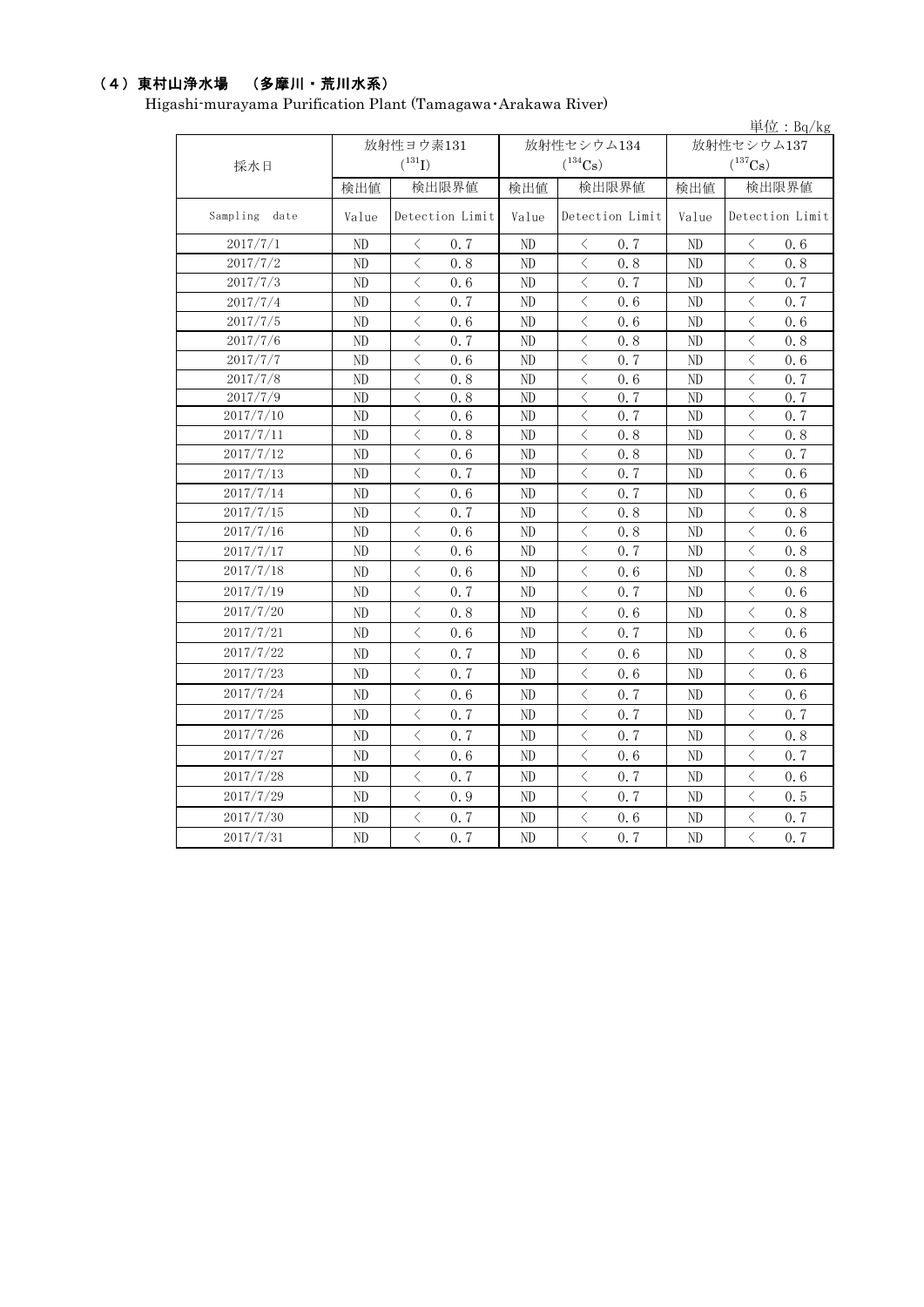## （4）東村山浄水場　（多摩川・荒川水系）

Higashi-murayama Purification Plant (Tamagawa・Arakawa River)

単位：Bq/kg

| 採水日 | 放射性ヨウ素131 ($^{131}I$) | | 放射性セシウム134 ($^{134}Cs$) | | 放射性セシウム137 ($^{137}Cs$) | |
|---|---|---|---|---|---|---|
| | 検出値 | 検出限界値 | 検出値 | 検出限界値 | 検出値 | 検出限界値 |
| Sampling date | Value | Detection Limit | Value | Detection Limit | Value | Detection Limit |
| 2017/7/1 | ND | ＜ 0.7 | ND | ＜ 0.7 | ND | ＜ 0.6 |
| 2017/7/2 | ND | ＜ 0.8 | ND | ＜ 0.8 | ND | ＜ 0.8 |
| 2017/7/3 | ND | ＜ 0.6 | ND | ＜ 0.7 | ND | ＜ 0.7 |
| 2017/7/4 | ND | ＜ 0.7 | ND | ＜ 0.6 | ND | ＜ 0.7 |
| 2017/7/5 | ND | ＜ 0.6 | ND | ＜ 0.6 | ND | ＜ 0.6 |
| 2017/7/6 | ND | ＜ 0.7 | ND | ＜ 0.8 | ND | ＜ 0.8 |
| 2017/7/7 | ND | ＜ 0.6 | ND | ＜ 0.7 | ND | ＜ 0.6 |
| 2017/7/8 | ND | ＜ 0.8 | ND | ＜ 0.6 | ND | ＜ 0.7 |
| 2017/7/9 | ND | ＜ 0.8 | ND | ＜ 0.7 | ND | ＜ 0.7 |
| 2017/7/10 | ND | ＜ 0.6 | ND | ＜ 0.7 | ND | ＜ 0.7 |
| 2017/7/11 | ND | ＜ 0.8 | ND | ＜ 0.8 | ND | ＜ 0.8 |
| 2017/7/12 | ND | ＜ 0.6 | ND | ＜ 0.8 | ND | ＜ 0.7 |
| 2017/7/13 | ND | ＜ 0.7 | ND | ＜ 0.7 | ND | ＜ 0.6 |
| 2017/7/14 | ND | ＜ 0.6 | ND | ＜ 0.7 | ND | ＜ 0.6 |
| 2017/7/15 | ND | ＜ 0.7 | ND | ＜ 0.8 | ND | ＜ 0.8 |
| 2017/7/16 | ND | ＜ 0.6 | ND | ＜ 0.8 | ND | ＜ 0.6 |
| 2017/7/17 | ND | ＜ 0.6 | ND | ＜ 0.7 | ND | ＜ 0.8 |
| 2017/7/18 | ND | ＜ 0.6 | ND | ＜ 0.6 | ND | ＜ 0.8 |
| 2017/7/19 | ND | ＜ 0.7 | ND | ＜ 0.7 | ND | ＜ 0.6 |
| 2017/7/20 | ND | ＜ 0.8 | ND | ＜ 0.6 | ND | ＜ 0.8 |
| 2017/7/21 | ND | ＜ 0.6 | ND | ＜ 0.7 | ND | ＜ 0.6 |
| 2017/7/22 | ND | ＜ 0.7 | ND | ＜ 0.6 | ND | ＜ 0.8 |
| 2017/7/23 | ND | ＜ 0.7 | ND | ＜ 0.6 | ND | ＜ 0.6 |
| 2017/7/24 | ND | ＜ 0.6 | ND | ＜ 0.7 | ND | ＜ 0.6 |
| 2017/7/25 | ND | ＜ 0.7 | ND | ＜ 0.7 | ND | ＜ 0.7 |
| 2017/7/26 | ND | ＜ 0.7 | ND | ＜ 0.7 | ND | ＜ 0.8 |
| 2017/7/27 | ND | ＜ 0.6 | ND | ＜ 0.6 | ND | ＜ 0.7 |
| 2017/7/28 | ND | ＜ 0.7 | ND | ＜ 0.7 | ND | ＜ 0.6 |
| 2017/7/29 | ND | ＜ 0.9 | ND | ＜ 0.7 | ND | ＜ 0.5 |
| 2017/7/30 | ND | ＜ 0.7 | ND | ＜ 0.6 | ND | ＜ 0.7 |
| 2017/7/31 | ND | ＜ 0.7 | ND | ＜ 0.7 | ND | ＜ 0.7 |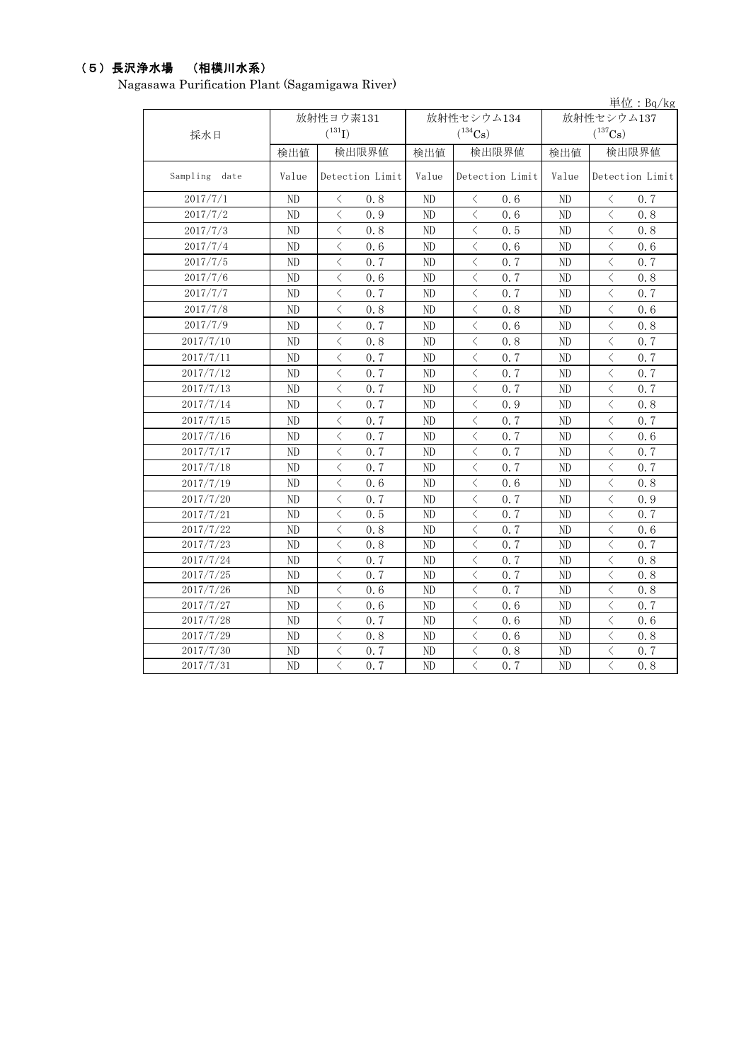## （5）長沢浄水場 （相模川水系）

Nagasawa Purification Plant (Sagamigawa River)

単位：Bq/kg

| 採水日 | 放射性ヨウ素131 ($^{131}I$) | | 放射性セシウム134 ($^{134}Cs$) | | 放射性セシウム137 ($^{137}Cs$) | |
|---|---|---|---|---|---|---|
| | 検出値 | 検出限界値 | 検出値 | 検出限界値 | 検出値 | 検出限界値 |
| Sampling date | Value | Detection Limit | Value | Detection Limit | Value | Detection Limit |
| 2017/7/1 | ND | ＜ 0.8 | ND | ＜ 0.6 | ND | ＜ 0.7 |
| 2017/7/2 | ND | ＜ 0.9 | ND | ＜ 0.6 | ND | ＜ 0.8 |
| 2017/7/3 | ND | ＜ 0.8 | ND | ＜ 0.5 | ND | ＜ 0.8 |
| 2017/7/4 | ND | ＜ 0.6 | ND | ＜ 0.6 | ND | ＜ 0.6 |
| 2017/7/5 | ND | ＜ 0.7 | ND | ＜ 0.7 | ND | ＜ 0.7 |
| 2017/7/6 | ND | ＜ 0.6 | ND | ＜ 0.7 | ND | ＜ 0.8 |
| 2017/7/7 | ND | ＜ 0.7 | ND | ＜ 0.7 | ND | ＜ 0.7 |
| 2017/7/8 | ND | ＜ 0.8 | ND | ＜ 0.8 | ND | ＜ 0.6 |
| 2017/7/9 | ND | ＜ 0.7 | ND | ＜ 0.6 | ND | ＜ 0.8 |
| 2017/7/10 | ND | ＜ 0.8 | ND | ＜ 0.8 | ND | ＜ 0.7 |
| 2017/7/11 | ND | ＜ 0.7 | ND | ＜ 0.7 | ND | ＜ 0.7 |
| 2017/7/12 | ND | ＜ 0.7 | ND | ＜ 0.7 | ND | ＜ 0.7 |
| 2017/7/13 | ND | ＜ 0.7 | ND | ＜ 0.7 | ND | ＜ 0.7 |
| 2017/7/14 | ND | ＜ 0.7 | ND | ＜ 0.9 | ND | ＜ 0.8 |
| 2017/7/15 | ND | ＜ 0.7 | ND | ＜ 0.7 | ND | ＜ 0.7 |
| 2017/7/16 | ND | ＜ 0.7 | ND | ＜ 0.7 | ND | ＜ 0.6 |
| 2017/7/17 | ND | ＜ 0.7 | ND | ＜ 0.7 | ND | ＜ 0.7 |
| 2017/7/18 | ND | ＜ 0.7 | ND | ＜ 0.7 | ND | ＜ 0.7 |
| 2017/7/19 | ND | ＜ 0.6 | ND | ＜ 0.6 | ND | ＜ 0.8 |
| 2017/7/20 | ND | ＜ 0.7 | ND | ＜ 0.7 | ND | ＜ 0.9 |
| 2017/7/21 | ND | ＜ 0.5 | ND | ＜ 0.7 | ND | ＜ 0.7 |
| 2017/7/22 | ND | ＜ 0.8 | ND | ＜ 0.7 | ND | ＜ 0.6 |
| 2017/7/23 | ND | ＜ 0.8 | ND | ＜ 0.7 | ND | ＜ 0.7 |
| 2017/7/24 | ND | ＜ 0.7 | ND | ＜ 0.7 | ND | ＜ 0.8 |
| 2017/7/25 | ND | ＜ 0.7 | ND | ＜ 0.7 | ND | ＜ 0.8 |
| 2017/7/26 | ND | ＜ 0.6 | ND | ＜ 0.7 | ND | ＜ 0.8 |
| 2017/7/27 | ND | ＜ 0.6 | ND | ＜ 0.6 | ND | ＜ 0.7 |
| 2017/7/28 | ND | ＜ 0.7 | ND | ＜ 0.6 | ND | ＜ 0.6 |
| 2017/7/29 | ND | ＜ 0.8 | ND | ＜ 0.6 | ND | ＜ 0.8 |
| 2017/7/30 | ND | ＜ 0.7 | ND | ＜ 0.8 | ND | ＜ 0.7 |
| 2017/7/31 | ND | ＜ 0.7 | ND | ＜ 0.7 | ND | ＜ 0.8 |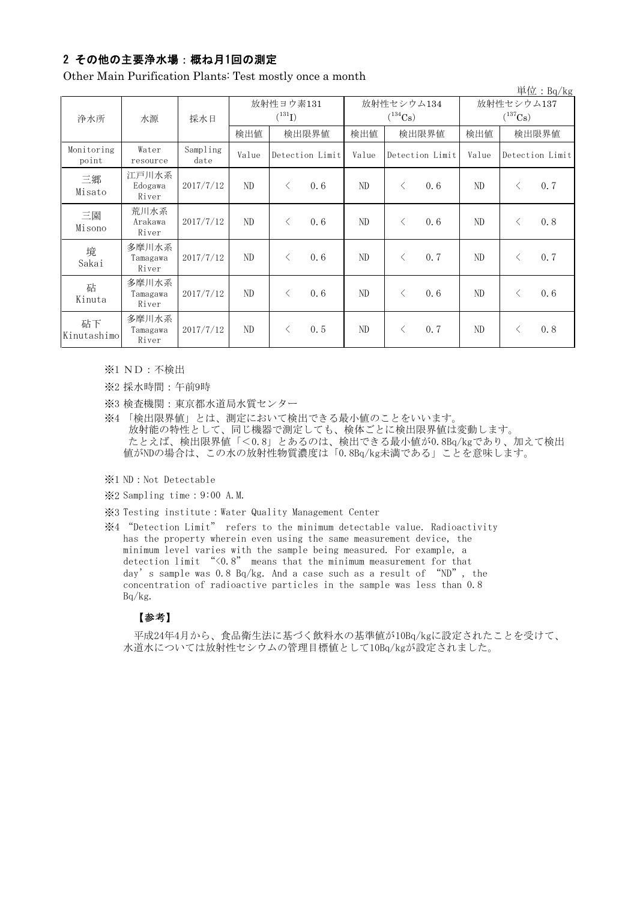## 2 その他の主要浄水場：概ね月1回の測定

Other Main Purification Plants: Test mostly once a month

単位：Bq/kg

| 浄水所 | 水源 | 採水日 | 放射性ヨウ素131 ($^{131}I$) | | | 放射性セシウム134 ($^{134}Cs$) | | | 放射性セシウム137 ($^{137}Cs$) | | |
|---|---|---|---|---|---|---|---|---|---|---|---|
| | | | 検出値 | 検出限界値 | | 検出値 | 検出限界値 | | 検出値 | 検出限界値 | |
| Monitoring point | Water resource | Sampling date | Value | Detection Limit | | Value | Detection Limit | | Value | Detection Limit | |
| 三郷 Misato | 江戸川水系 Edogawa River | 2017/7/12 | ND | < | 0.6 | ND | < | 0.6 | ND | < | 0.7 |
| 三園 Misono | 荒川水系 Arakawa River | 2017/7/12 | ND | < | 0.6 | ND | < | 0.6 | ND | < | 0.8 |
| 境 Sakai | 多摩川水系 Tamagawa River | 2017/7/12 | ND | < | 0.6 | ND | < | 0.7 | ND | < | 0.7 |
| 砧 Kinuta | 多摩川水系 Tamagawa River | 2017/7/12 | ND | < | 0.6 | ND | < | 0.6 | ND | < | 0.6 |
| 砧下 Kinutashimo | 多摩川水系 Tamagawa River | 2017/7/12 | ND | < | 0.5 | ND | < | 0.7 | ND | < | 0.8 |

※1 ＮＤ：不検出

※2 採水時間：午前9時

※3 検査機関：東京都水道局水質センター

※4 「検出限界値」とは、測定において検出できる最小値のことをいいます。
放射能の特性として、同じ機器で測定しても、検体ごとに検出限界値は変動します。
たとえば、検出限界値「<0.8」とあるのは、検出できる最小値が0.8Bq/kgであり、加えて検出値がNDの場合は、この水の放射性物質濃度は「0.8Bq/kg未満である」ことを意味します。

※1 ND：Not Detectable

※2 Sampling time：9:00 A.M.

※3 Testing institute：Water Quality Management Center

※4 "Detection Limit" refers to the minimum detectable value. Radioactivity has the property wherein even using the same measurement device, the minimum level varies with the sample being measured. For example, a detection limit "<0.8" means that the minimum measurement for that day's sample was 0.8 Bq/kg. And a case such as a result of "ND", the concentration of radioactive particles in the sample was less than 0.8 Bq/kg.

**【参考】**

平成24年4月から、食品衛生法に基づく飲料水の基準値が10Bq/kgに設定されたことを受けて、水道水については放射性セシウムの管理目標値として10Bq/kgが設定されました。